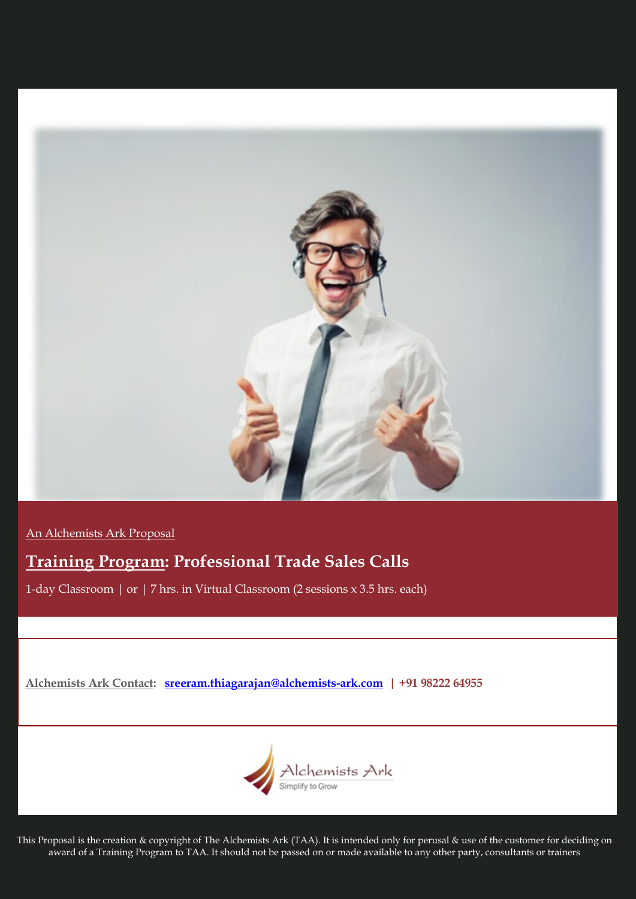An Alchemists Ark Proposal

# Training Program: Professional Trade Sales Calls

1-day Classroom | or | 7 hrs. in Virtual Classroom (2 sessions x 3.5 hrs. each)

**Alchemists Ark Contact:** **sreeram.thiagarajan@alchemists-ark.com** | **+91 98222 64955**

Alchemists Ark
Simplify to Grow

This Proposal is the creation & copyright of The Alchemists Ark (TAA). It is intended only for perusal & use of the customer for deciding on award of a Training Program to TAA. It should not be passed on or made available to any other party, consultants or trainers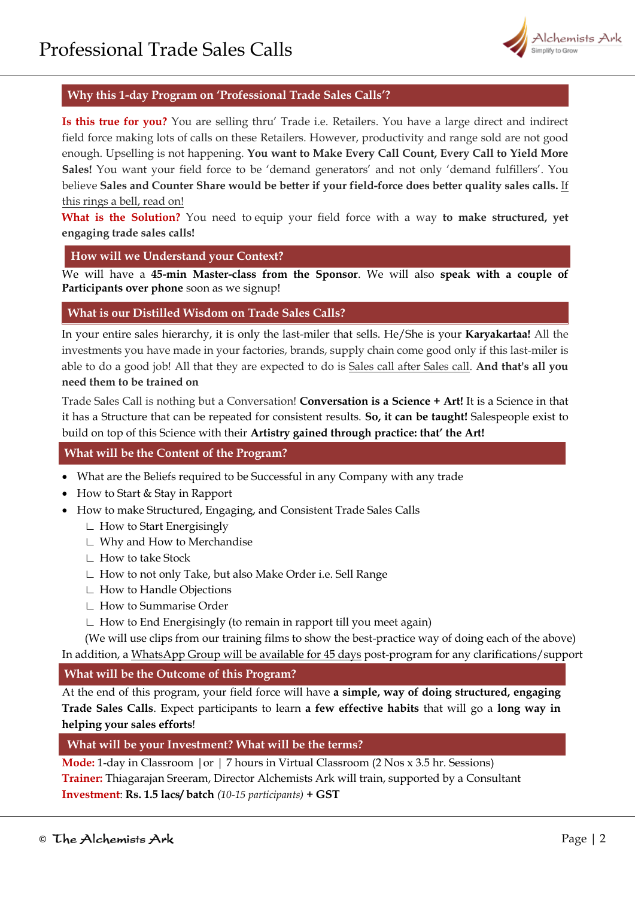## Why this 1-day Program on 'Professional Trade Sales Calls'?

**Is this true for you?** You are selling thru' Trade i.e. Retailers. You have a large direct and indirect field force making lots of calls on these Retailers. However, productivity and range sold are not good enough. Upselling is not happening. **You want to Make Every Call Count, Every Call to Yield More Sales!** You want your field force to be 'demand generators' and not only 'demand fulfillers'. You believe **Sales and Counter Share would be better if your field-force does better quality sales calls.** If this rings a bell, read on!

**What is the Solution?** You need to equip your field force with a way **to make structured, yet engaging trade sales calls!**

## How will we Understand your Context?

We will have a **45-min Master-class from the Sponsor**. We will also **speak with a couple of Participants over phone** soon as we signup!

## What is our Distilled Wisdom on Trade Sales Calls?

In your entire sales hierarchy, it is only the last-miler that sells. He/She is your **Karyakartaa!** All the investments you have made in your factories, brands, supply chain come good only if this last-miler is able to do a good job! All that they are expected to do is Sales call after Sales call. **And that's all you need them to be trained on**

Trade Sales Call is nothing but a Conversation! **Conversation is a Science + Art!** It is a Science in that it has a Structure that can be repeated for consistent results. **So, it can be taught!** Salespeople exist to build on top of this Science with their **Artistry gained through practice: that' the Art!**

## What will be the Content of the Program?

- What are the Beliefs required to be Successful in any Company with any trade
- How to Start & Stay in Rapport
- How to make Structured, Engaging, and Consistent Trade Sales Calls
  - How to Start Energisingly
  - Why and How to Merchandise
  - How to take Stock
  - How to not only Take, but also Make Order i.e. Sell Range
  - How to Handle Objections
  - How to Summarise Order
  - How to End Energisingly (to remain in rapport till you meet again)

(We will use clips from our training films to show the best-practice way of doing each of the above)

In addition, a WhatsApp Group will be available for 45 days post-program for any clarifications/support

## What will be the Outcome of this Program?

At the end of this program, your field force will have **a simple, way of doing structured, engaging Trade Sales Calls**. Expect participants to learn **a few effective habits** that will go a **long way in helping your sales efforts**!

## What will be your Investment? What will be the terms?

**Mode:** 1-day in Classroom | or | 7 hours in Virtual Classroom (2 Nos x 3.5 hr. Sessions)
**Trainer:** Thiagarajan Sreeram, Director Alchemists Ark will train, supported by a Consultant
**Investment**: **Rs. 1.5 lacs/ batch** *(10-15 participants)* **+ GST**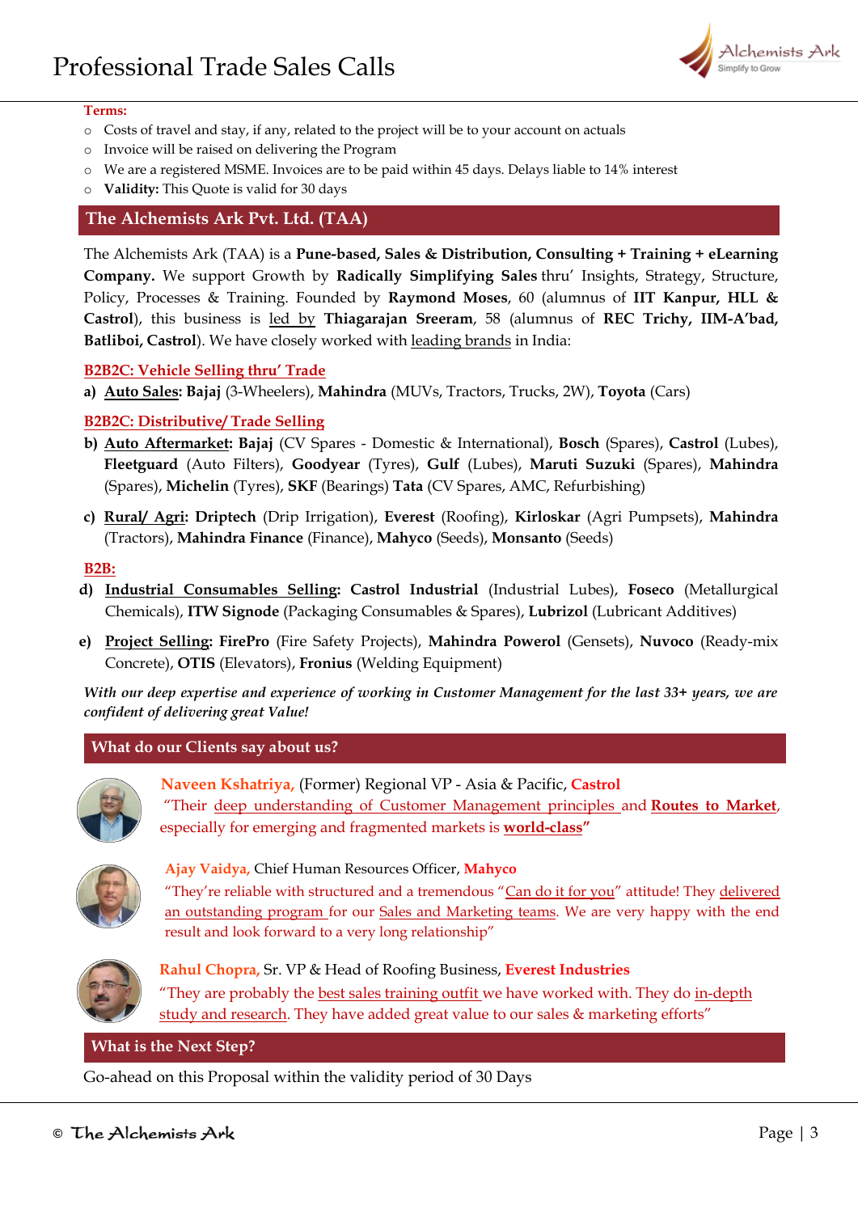**Terms:**

- Costs of travel and stay, if any, related to the project will be to your account on actuals
- Invoice will be raised on delivering the Program
- We are a registered MSME. Invoices are to be paid within 45 days. Delays liable to 14% interest
- **Validity:** This Quote is valid for 30 days

## The Alchemists Ark Pvt. Ltd. (TAA)

The Alchemists Ark (TAA) is a **Pune-based, Sales & Distribution, Consulting + Training + eLearning Company.** We support Growth by **Radically Simplifying Sales** thru' Insights, Strategy, Structure, Policy, Processes & Training. Founded by **Raymond Moses**, 60 (alumnus of **IIT Kanpur, HLL & Castrol**), this business is led by **Thiagarajan Sreeram**, 58 (alumnus of **REC Trichy, IIM-A'bad, Batliboi, Castrol**). We have closely worked with leading brands in India:

**B2B2C: Vehicle Selling thru' Trade**

a) **Auto Sales: Bajaj** (3-Wheelers), **Mahindra** (MUVs, Tractors, Trucks, 2W), **Toyota** (Cars)

**B2B2C: Distributive/ Trade Selling**

b) **Auto Aftermarket: Bajaj** (CV Spares - Domestic & International), **Bosch** (Spares), **Castrol** (Lubes), **Fleetguard** (Auto Filters), **Goodyear** (Tyres), **Gulf** (Lubes), **Maruti Suzuki** (Spares), **Mahindra** (Spares), **Michelin** (Tyres), **SKF** (Bearings) **Tata** (CV Spares, AMC, Refurbishing)

c) **Rural/ Agri: Driptech** (Drip Irrigation), **Everest** (Roofing), **Kirloskar** (Agri Pumpsets), **Mahindra** (Tractors), **Mahindra Finance** (Finance), **Mahyco** (Seeds), **Monsanto** (Seeds)

**B2B:**

d) **Industrial Consumables Selling: Castrol Industrial** (Industrial Lubes), **Foseco** (Metallurgical Chemicals), **ITW Signode** (Packaging Consumables & Spares), **Lubrizol** (Lubricant Additives)

e) **Project Selling: FirePro** (Fire Safety Projects), **Mahindra Powerol** (Gensets), **Nuvoco** (Ready-mix Concrete), **OTIS** (Elevators), **Fronius** (Welding Equipment)

*With our deep expertise and experience of working in Customer Management for the last 33+ years, we are confident of delivering great Value!*

## What do our Clients say about us?

**Naveen Kshatriya,** (Former) Regional VP - Asia & Pacific, **Castrol**
"Their deep understanding of Customer Management principles and **Routes to Market**, especially for emerging and fragmented markets is **world-class"**

**Ajay Vaidya,** Chief Human Resources Officer, **Mahyco**
"They're reliable with structured and a tremendous "Can do it for you" attitude! They delivered an outstanding program for our Sales and Marketing teams. We are very happy with the end result and look forward to a very long relationship"

**Rahul Chopra,** Sr. VP & Head of Roofing Business, **Everest Industries**
"They are probably the best sales training outfit we have worked with. They do in-depth study and research. They have added great value to our sales & marketing efforts"

## What is the Next Step?

Go-ahead on this Proposal within the validity period of 30 Days